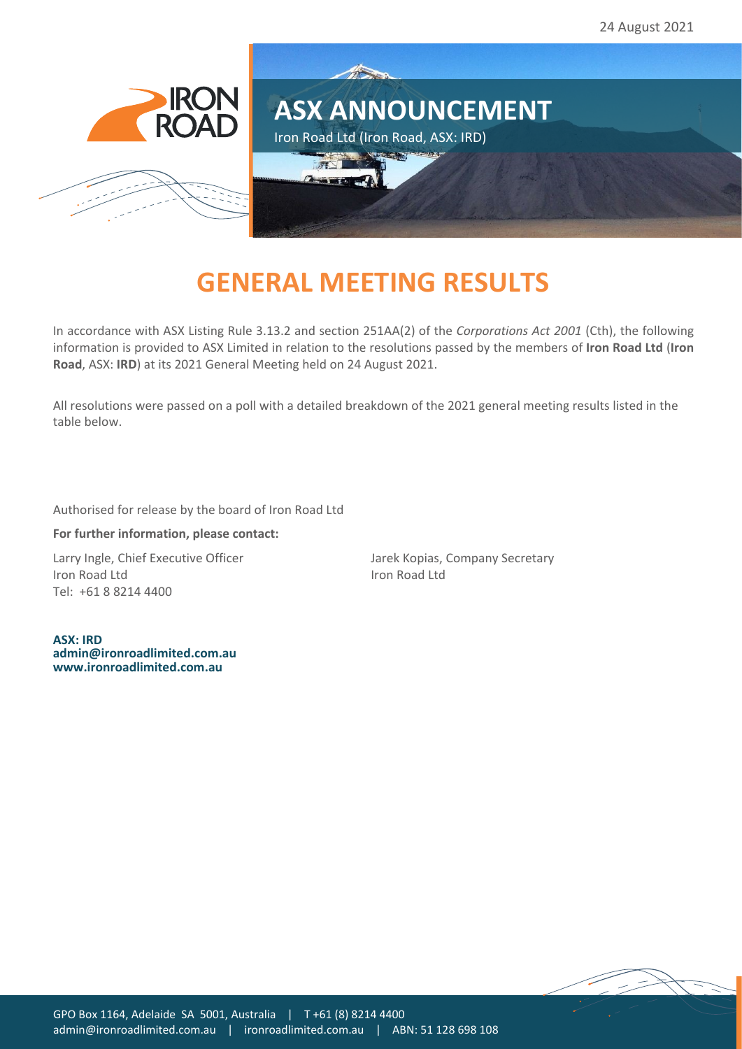24 August 2021

# ASX ANNOUNCEMENT

Iron Road Ltd (Iron Road, ASX: IRD)

# GENERAL MEETING RESULTS

In accordance with ASX Listing Rule 3.13.2 and section 251AA(2) of the *Corporations Act 2001* (Cth), the following information is provided to ASX Limited in relation to the resolutions passed by the members of **Iron Road Ltd** (**Iron Road**, ASX: **IRD**) at its 2021 General Meeting held on 24 August 2021.

All resolutions were passed on a poll with a detailed breakdown of the 2021 general meeting results listed in the table below.

Authorised for release by the board of Iron Road Ltd

**For further information, please contact:**

Larry Ingle, Chief Executive Officer
Iron Road Ltd
Tel: +61 8 8214 4400

Jarek Kopias, Company Secretary
Iron Road Ltd

**ASX: IRD**
**admin@ironroadlimited.com.au**
**www.ironroadlimited.com.au**

GPO Box 1164, Adelaide SA 5001, Australia | T +61 (8) 8214 4400
admin@ironroadlimited.com.au | ironroadlimited.com.au | ABN: 51 128 698 108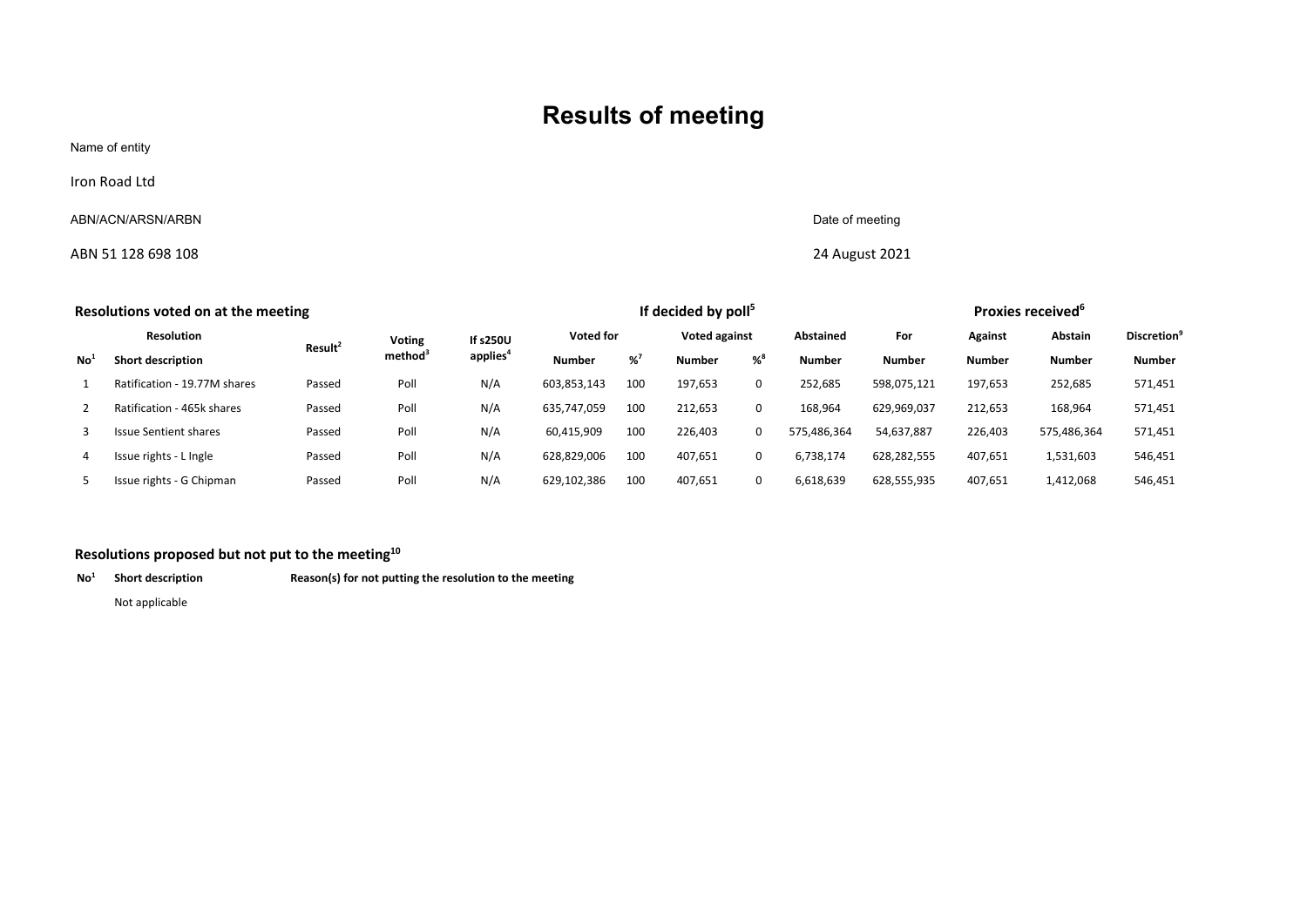# Results of meeting

Name of entity

Iron Road Ltd

ABN/ACN/ARSN/ARBN

ABN 51 128 698 108

Date of meeting

24 August 2021

## Resolutions voted on at the meeting

| Resolution | | Result[2] | Voting method[3] | If s250U applies[4] | If decided by poll[5] | | | | | Proxies received[6] | | | |
|---|---|---|---|---|---|---|---|---|---|---|---|---|---|
| | | | | | Voted for | | Voted against | | Abstained | For | Against | Abstain | Discretion[9] |
| No[1] | Short description | | | | Number | %[7] | Number | %[8] | Number | Number | Number | Number | Number |
| 1 | Ratification - 19.77M shares | Passed | Poll | N/A | 603,853,143 | 100 | 197,653 | 0 | 252,685 | 598,075,121 | 197,653 | 252,685 | 571,451 |
| 2 | Ratification - 465k shares | Passed | Poll | N/A | 635,747,059 | 100 | 212,653 | 0 | 168,964 | 629,969,037 | 212,653 | 168,964 | 571,451 |
| 3 | Issue Sentient shares | Passed | Poll | N/A | 60,415,909 | 100 | 226,403 | 0 | 575,486,364 | 54,637,887 | 226,403 | 575,486,364 | 571,451 |
| 4 | Issue rights - L Ingle | Passed | Poll | N/A | 628,829,006 | 100 | 407,651 | 0 | 6,738,174 | 628,282,555 | 407,651 | 1,531,603 | 546,451 |
| 5 | Issue rights - G Chipman | Passed | Poll | N/A | 629,102,386 | 100 | 407,651 | 0 | 6,618,639 | 628,555,935 | 407,651 | 1,412,068 | 546,451 |

## Resolutions proposed but not put to the meeting[10]

| No[1] | Short description | Reason(s) for not putting the resolution to the meeting |
|---|---|---|
| | Not applicable | |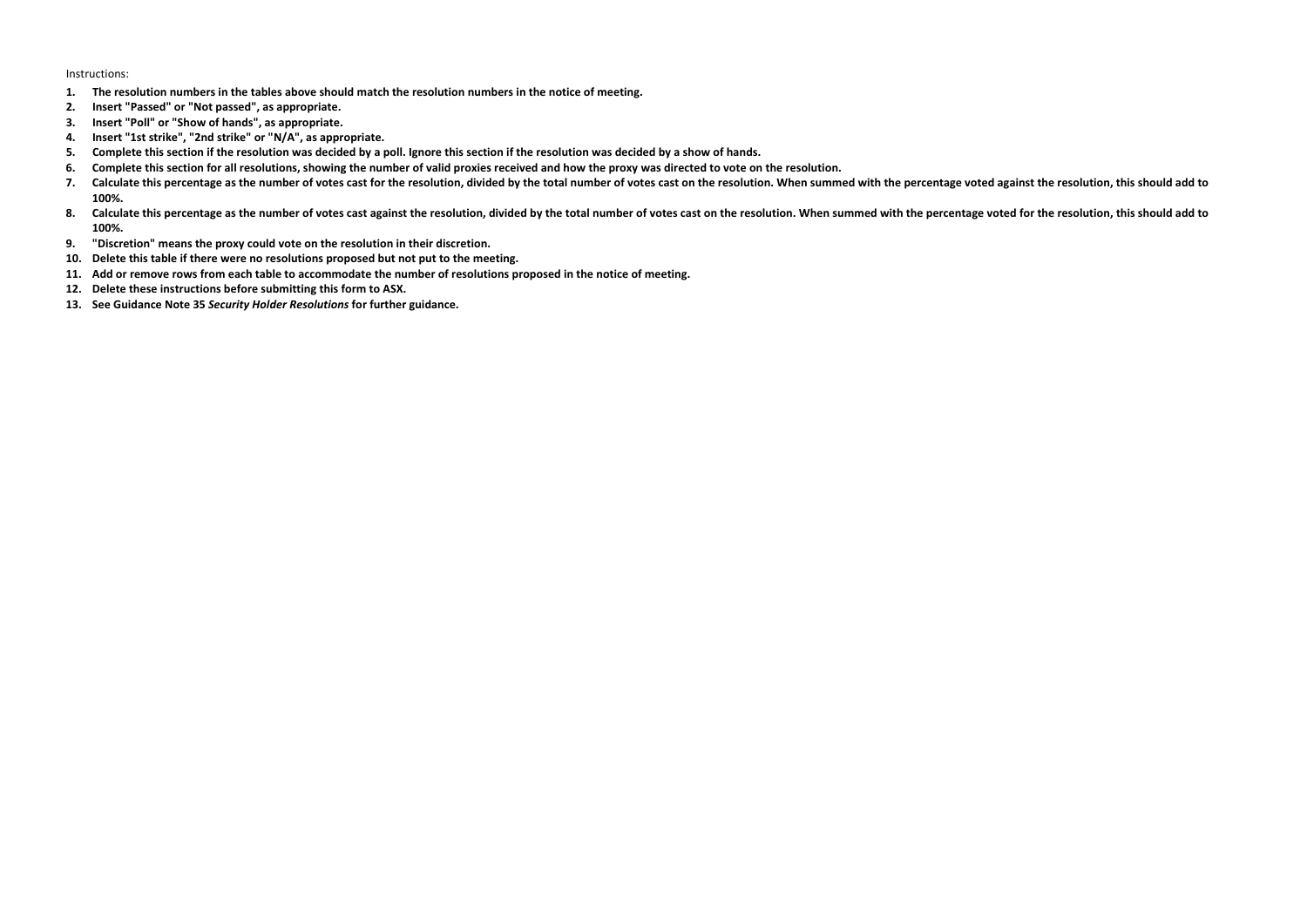Instructions:

1. **The resolution numbers in the tables above should match the resolution numbers in the notice of meeting.**
2. **Insert "Passed" or "Not passed", as appropriate.**
3. **Insert "Poll" or "Show of hands", as appropriate.**
4. **Insert "1st strike", "2nd strike" or "N/A", as appropriate.**
5. **Complete this section if the resolution was decided by a poll. Ignore this section if the resolution was decided by a show of hands.**
6. **Complete this section for all resolutions, showing the number of valid proxies received and how the proxy was directed to vote on the resolution.**
7. **Calculate this percentage as the number of votes cast for the resolution, divided by the total number of votes cast on the resolution. When summed with the percentage voted against the resolution, this should add to 100%.**
8. **Calculate this percentage as the number of votes cast against the resolution, divided by the total number of votes cast on the resolution. When summed with the percentage voted for the resolution, this should add to 100%.**
9. **"Discretion" means the proxy could vote on the resolution in their discretion.**
10. **Delete this table if there were no resolutions proposed but not put to the meeting.**
11. **Add or remove rows from each table to accommodate the number of resolutions proposed in the notice of meeting.**
12. **Delete these instructions before submitting this form to ASX.**
13. **See Guidance Note 35 *Security Holder Resolutions* for further guidance.**